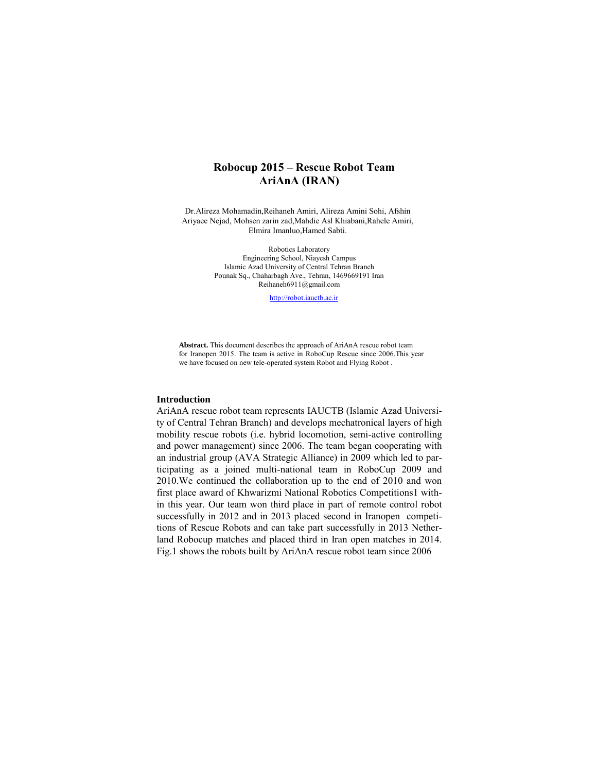# Robocup 2015 – Rescue Robot Team AriAnA (IRAN)

Dr.Alireza Mohamadin,Reihaneh Amiri, Alireza Amini Sohi, Afshin Ariyaee Nejad, Mohsen zarin zad,Mahdie Asl Khiabani,Rahele Amiri, Elmira Imanluo,Hamed Sabti.

Robotics Laboratory
Engineering School, Niayesh Campus
Islamic Azad University of Central Tehran Branch
Pounak Sq., Chaharbagh Ave., Tehran, 1469669191 Iran
Reihaneh6911@gmail.com

http://robot.iauctb.ac.ir

**Abstract.** This document describes the approach of AriAnA rescue robot team for Iranopen 2015. The team is active in RoboCup Rescue since 2006.This year we have focused on new tele-operated system Robot and Flying Robot .

## Introduction

AriAnA rescue robot team represents IAUCTB (Islamic Azad University of Central Tehran Branch) and develops mechatronical layers of high mobility rescue robots (i.e. hybrid locomotion, semi-active controlling and power management) since 2006. The team began cooperating with an industrial group (AVA Strategic Alliance) in 2009 which led to participating as a joined multi-national team in RoboCup 2009 and 2010.We continued the collaboration up to the end of 2010 and won first place award of Khwarizmi National Robotics Competitions1 within this year. Our team won third place in part of remote control robot successfully in 2012 and in 2013 placed second in Iranopen competitions of Rescue Robots and can take part successfully in 2013 Netherland Robocup matches and placed third in Iran open matches in 2014. Fig.1 shows the robots built by AriAnA rescue robot team since 2006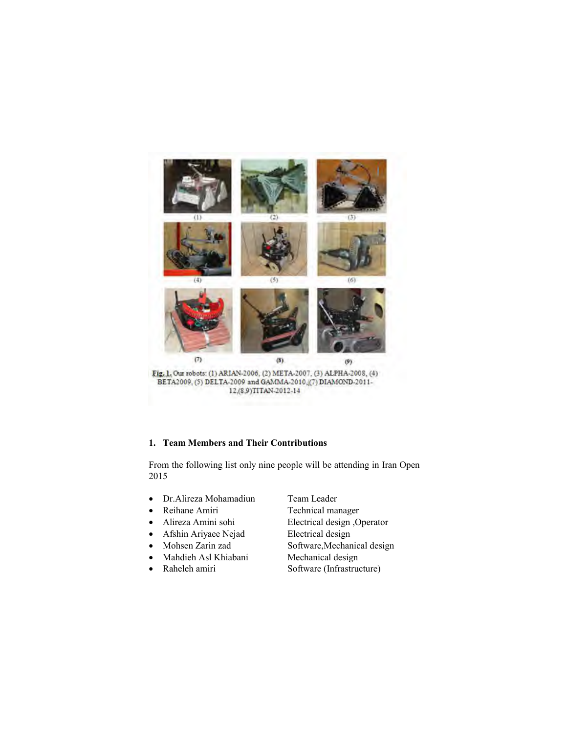Fig. 1. Our robots: (1) ARIAN-2006, (2) META-2007, (3) ALPHA-2008, (4) BETA2009, (5) DELTA-2009 and GAMMA-2010,(7) DIAMOND-2011-12,(8,9)TITAN-2012-14

## 1. Team Members and Their Contributions

From the following list only nine people will be attending in Iran Open 2015

- Dr.Alireza Mohamadiun Team Leader
- Reihane Amiri Technical manager
- Alireza Amini sohi Electrical design ,Operator
- Afshin Ariyaee Nejad Electrical design
- Mohsen Zarin zad Software,Mechanical design
- Mahdieh Asl Khiabani Mechanical design
- Raheleh amiri Software (Infrastructure)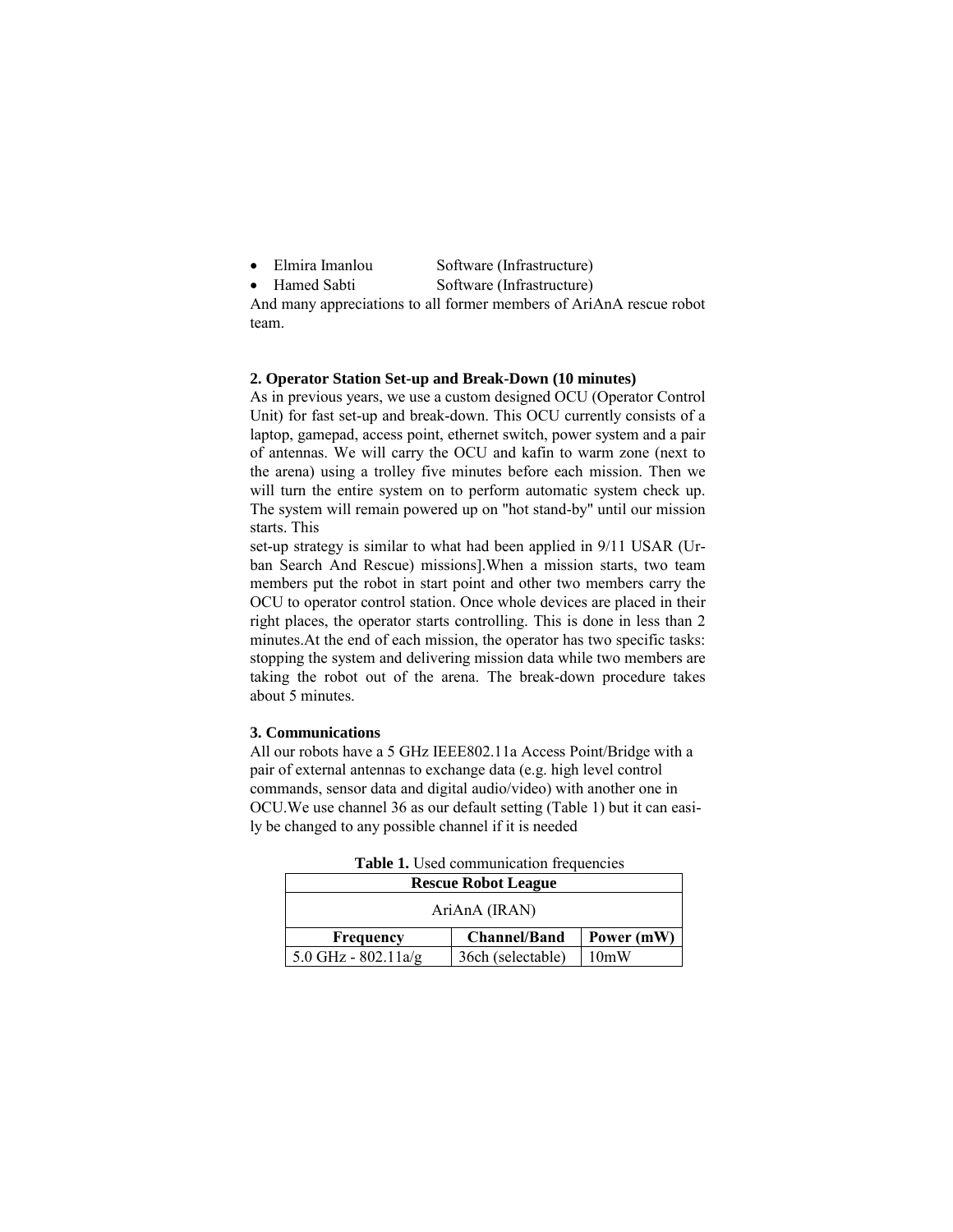- Elmira Imanlou Software (Infrastructure)
- Hamed Sabti Software (Infrastructure)

And many appreciations to all former members of AriAnA rescue robot team.

## 2. Operator Station Set-up and Break-Down (10 minutes)

As in previous years, we use a custom designed OCU (Operator Control Unit) for fast set-up and break-down. This OCU currently consists of a laptop, gamepad, access point, ethernet switch, power system and a pair of antennas. We will carry the OCU and kafin to warm zone (next to the arena) using a trolley five minutes before each mission. Then we will turn the entire system on to perform automatic system check up. The system will remain powered up on "hot stand-by" until our mission starts. This

set-up strategy is similar to what had been applied in 9/11 USAR (Urban Search And Rescue) missions].When a mission starts, two team members put the robot in start point and other two members carry the OCU to operator control station. Once whole devices are placed in their right places, the operator starts controlling. This is done in less than 2 minutes.At the end of each mission, the operator has two specific tasks: stopping the system and delivering mission data while two members are taking the robot out of the arena. The break-down procedure takes about 5 minutes.

## 3. Communications

All our robots have a 5 GHz IEEE802.11a Access Point/Bridge with a pair of external antennas to exchange data (e.g. high level control commands, sensor data and digital audio/video) with another one in OCU.We use channel 36 as our default setting (Table 1) but it can easily be changed to any possible channel if it is needed

**Table 1.** Used communication frequencies

| **Rescue Robot League** | | |
|---|---|---|
| AriAnA (IRAN) | | |
| **Frequency** | **Channel/Band** | **Power (mW)** |
| 5.0 GHz - 802.11a/g | 36ch (selectable) | 10mW |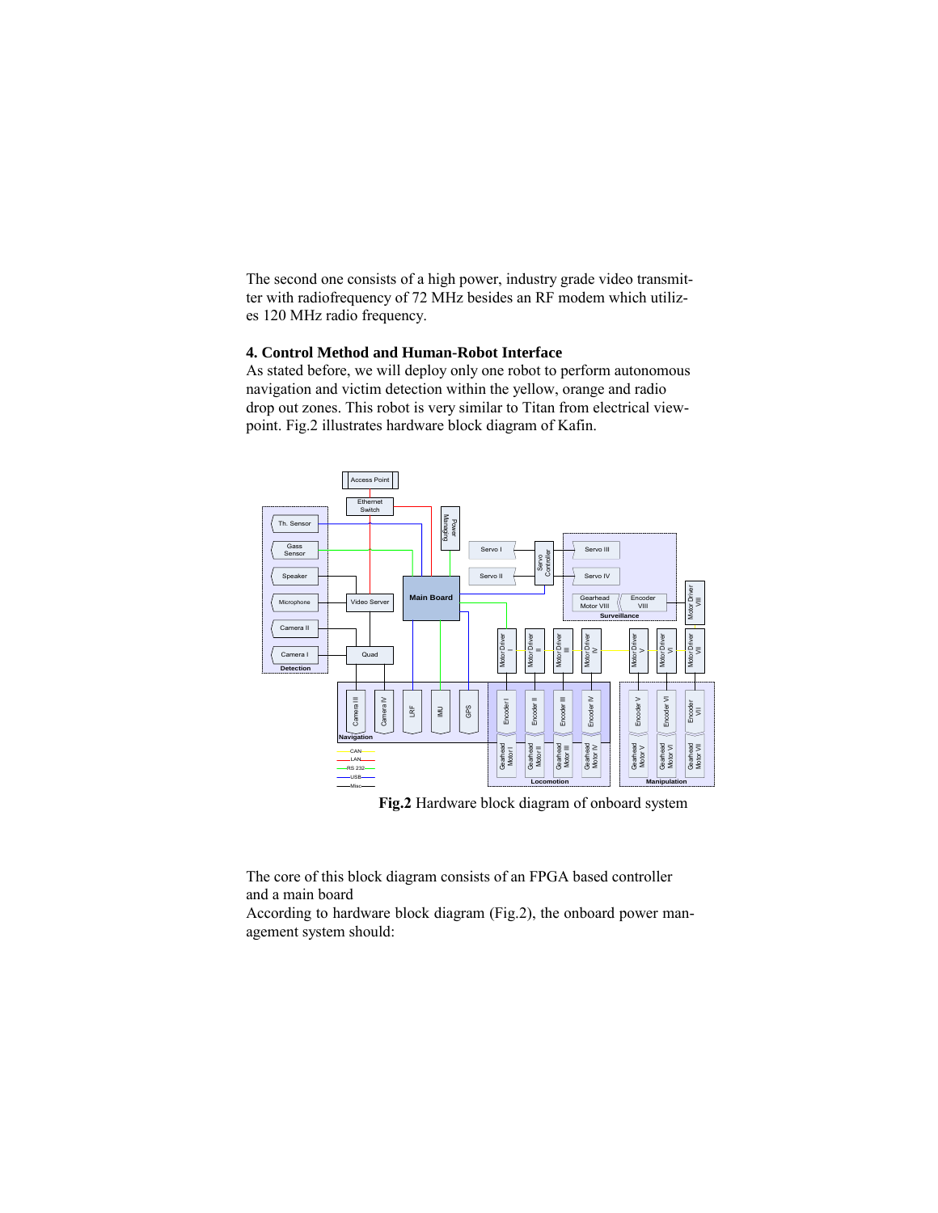The second one consists of a high power, industry grade video transmitter with radiofrequency of 72 MHz besides an RF modem which utilizes 120 MHz radio frequency.

### 4. Control Method and Human-Robot Interface

As stated before, we will deploy only one robot to perform autonomous navigation and victim detection within the yellow, orange and radio drop out zones. This robot is very similar to Titan from electrical viewpoint. Fig.2 illustrates hardware block diagram of Kafin.

**Fig.2** Hardware block diagram of onboard system

The core of this block diagram consists of an FPGA based controller and a main board

According to hardware block diagram (Fig.2), the onboard power management system should: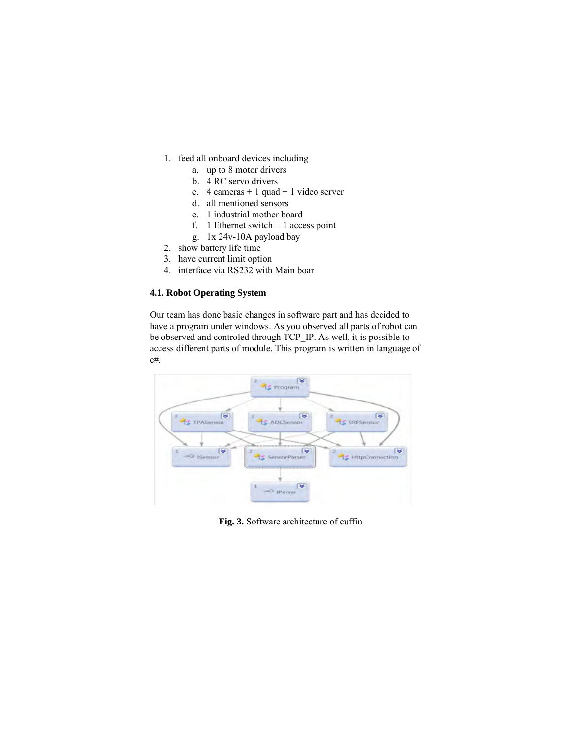1. feed all onboard devices including
   a. up to 8 motor drivers
   b. 4 RC servo drivers
   c. 4 cameras + 1 quad + 1 video server
   d. all mentioned sensors
   e. 1 industrial mother board
   f. 1 Ethernet switch + 1 access point
   g. 1x 24v-10A payload bay
2. show battery life time
3. have current limit option
4. interface via RS232 with Main boar

### 4.1. Robot Operating System

Our team has done basic changes in software part and has decided to have a program under windows. As you observed all parts of robot can be observed and controled through TCP_IP. As well, it is possible to access different parts of module. This program is written in language of c#.

**Fig. 3.** Software architecture of cuffin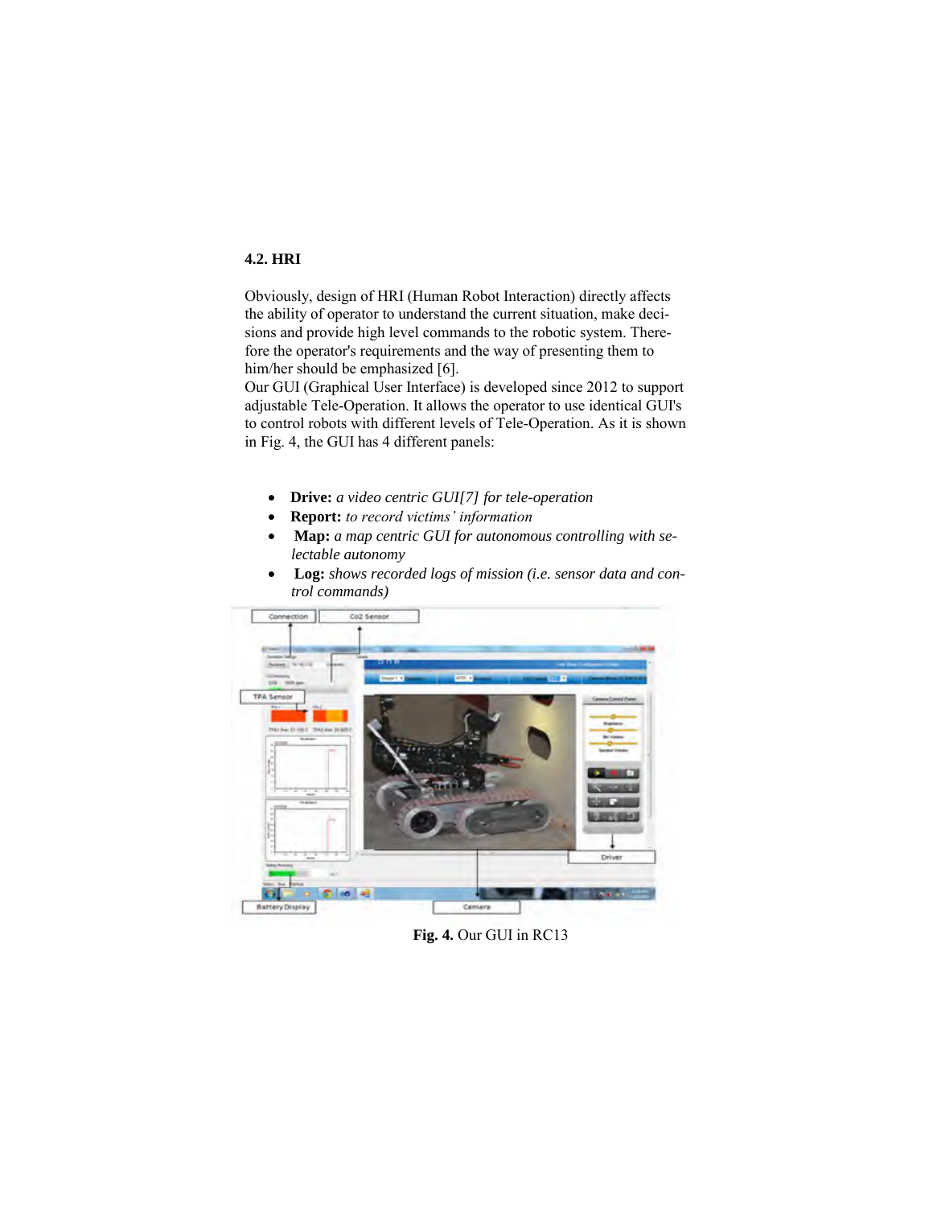### 4.2. HRI

Obviously, design of HRI (Human Robot Interaction) directly affects the ability of operator to understand the current situation, make decisions and provide high level commands to the robotic system. Therefore the operator's requirements and the way of presenting them to him/her should be emphasized [6].

Our GUI (Graphical User Interface) is developed since 2012 to support adjustable Tele-Operation. It allows the operator to use identical GUI's to control robots with different levels of Tele-Operation. As it is shown in Fig. 4, the GUI has 4 different panels:

- **Drive:** *a video centric GUI[7] for tele-operation*
- **Report:** *to record victims' information*
- **Map:** *a map centric GUI for autonomous controlling with selectable autonomy*
- **Log:** *shows recorded logs of mission (i.e. sensor data and control commands)*

**Fig. 4.** Our GUI in RC13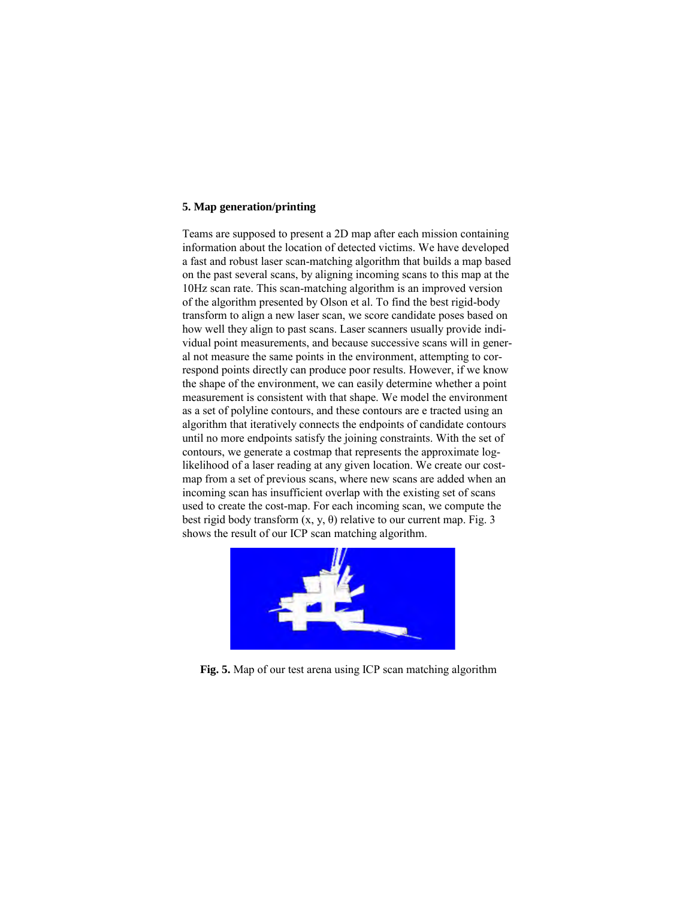### 5. Map generation/printing

Teams are supposed to present a 2D map after each mission containing information about the location of detected victims. We have developed a fast and robust laser scan-matching algorithm that builds a map based on the past several scans, by aligning incoming scans to this map at the 10Hz scan rate. This scan-matching algorithm is an improved version of the algorithm presented by Olson et al. To find the best rigid-body transform to align a new laser scan, we score candidate poses based on how well they align to past scans. Laser scanners usually provide individual point measurements, and because successive scans will in general not measure the same points in the environment, attempting to correspond points directly can produce poor results. However, if we know the shape of the environment, we can easily determine whether a point measurement is consistent with that shape. We model the environment as a set of polyline contours, and these contours are e tracted using an algorithm that iteratively connects the endpoints of candidate contours until no more endpoints satisfy the joining constraints. With the set of contours, we generate a costmap that represents the approximate log-likelihood of a laser reading at any given location. We create our cost-map from a set of previous scans, where new scans are added when an incoming scan has insufficient overlap with the existing set of scans used to create the cost-map. For each incoming scan, we compute the best rigid body transform (x, y, θ) relative to our current map. Fig. 3 shows the result of our ICP scan matching algorithm.

**Fig. 5.** Map of our test arena using ICP scan matching algorithm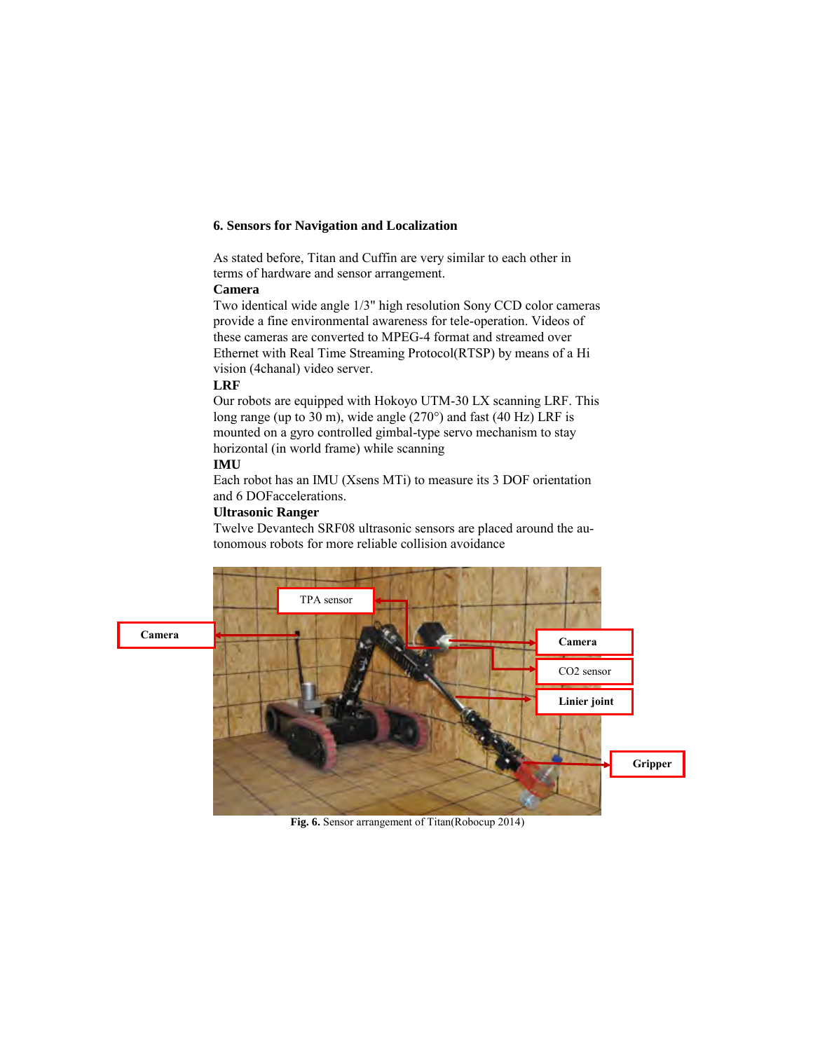## 6. Sensors for Navigation and Localization

As stated before, Titan and Cuffin are very similar to each other in terms of hardware and sensor arrangement.

**Camera**

Two identical wide angle 1/3" high resolution Sony CCD color cameras provide a fine environmental awareness for tele-operation. Videos of these cameras are converted to MPEG-4 format and streamed over Ethernet with Real Time Streaming Protocol(RTSP) by means of a Hi vision (4chanal) video server.

**LRF**

Our robots are equipped with Hokoyo UTM-30 LX scanning LRF. This long range (up to 30 m), wide angle (270°) and fast (40 Hz) LRF is mounted on a gyro controlled gimbal-type servo mechanism to stay horizontal (in world frame) while scanning

**IMU**

Each robot has an IMU (Xsens MTi) to measure its 3 DOF orientation and 6 DOFaccelerations.

**Ultrasonic Ranger**

Twelve Devantech SRF08 ultrasonic sensors are placed around the autonomous robots for more reliable collision avoidance

**Fig. 6.** Sensor arrangement of Titan(Robocup 2014)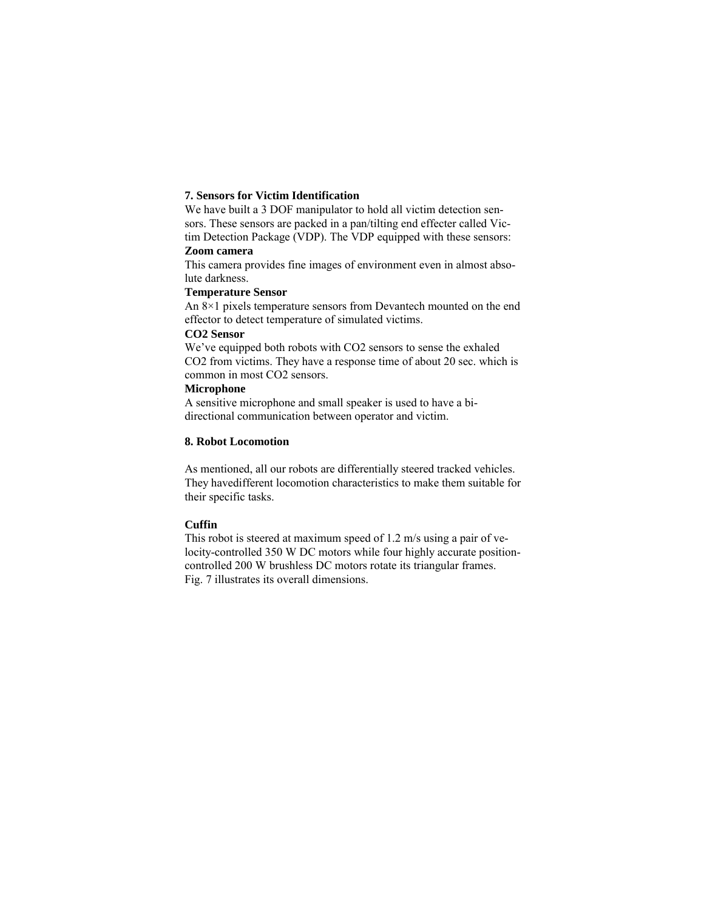## 7. Sensors for Victim Identification

We have built a 3 DOF manipulator to hold all victim detection sensors. These sensors are packed in a pan/tilting end effecter called Victim Detection Package (VDP). The VDP equipped with these sensors:

**Zoom camera**

This camera provides fine images of environment even in almost absolute darkness.

**Temperature Sensor**

An 8×1 pixels temperature sensors from Devantech mounted on the end effector to detect temperature of simulated victims.

**CO2 Sensor**

We've equipped both robots with $CO_2$ sensors to sense the exhaled $CO_2$ from victims. They have a response time of about 20 sec. which is common in most $CO_2$ sensors.

**Microphone**

A sensitive microphone and small speaker is used to have a bi-directional communication between operator and victim.

## 8. Robot Locomotion

As mentioned, all our robots are differentially steered tracked vehicles. They havedifferent locomotion characteristics to make them suitable for their specific tasks.

**Cuffin**

This robot is steered at maximum speed of 1.2 m/s using a pair of velocity-controlled 350 W DC motors while four highly accurate position-controlled 200 W brushless DC motors rotate its triangular frames. Fig. 7 illustrates its overall dimensions.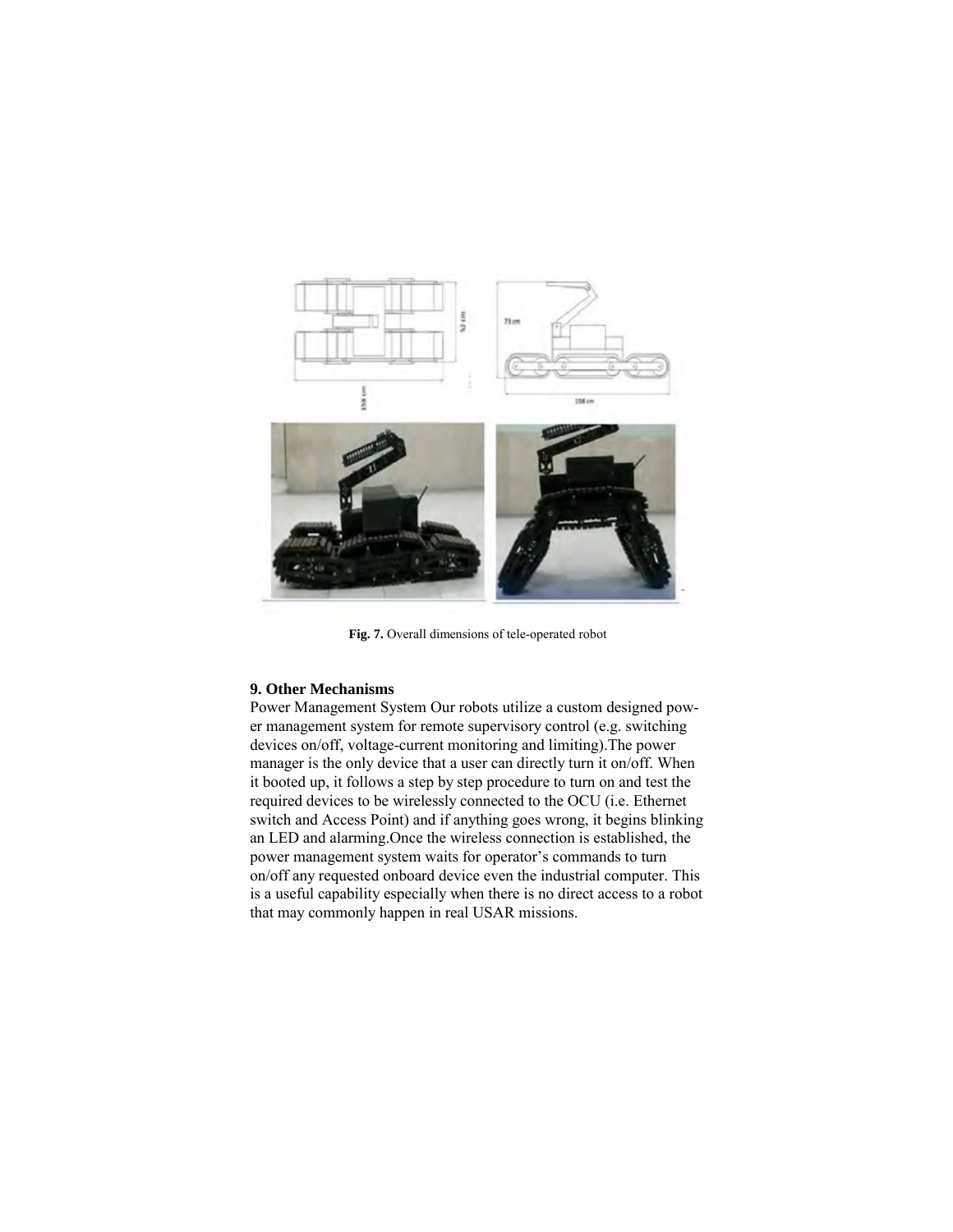Fig. 7. Overall dimensions of tele-operated robot

## 9. Other Mechanisms

Power Management System Our robots utilize a custom designed power management system for remote supervisory control (e.g. switching devices on/off, voltage-current monitoring and limiting).The power manager is the only device that a user can directly turn it on/off. When it booted up, it follows a step by step procedure to turn on and test the required devices to be wirelessly connected to the OCU (i.e. Ethernet switch and Access Point) and if anything goes wrong, it begins blinking an LED and alarming.Once the wireless connection is established, the power management system waits for operator's commands to turn on/off any requested onboard device even the industrial computer. This is a useful capability especially when there is no direct access to a robot that may commonly happen in real USAR missions.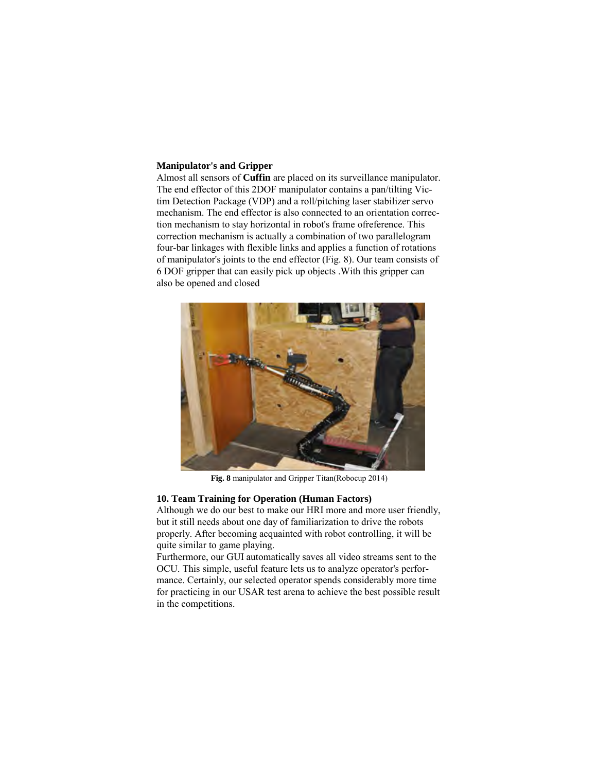**Manipulator's and Gripper**

Almost all sensors of **Cuffin** are placed on its surveillance manipulator. The end effector of this 2DOF manipulator contains a pan/tilting Victim Detection Package (VDP) and a roll/pitching laser stabilizer servo mechanism. The end effector is also connected to an orientation correction mechanism to stay horizontal in robot's frame ofreference. This correction mechanism is actually a combination of two parallelogram four-bar linkages with flexible links and applies a function of rotations of manipulator's joints to the end effector (Fig. 8). Our team consists of 6 DOF gripper that can easily pick up objects .With this gripper can also be opened and closed

**Fig. 8** manipulator and Gripper Titan(Robocup 2014)

**10. Team Training for Operation (Human Factors)**

Although we do our best to make our HRI more and more user friendly, but it still needs about one day of familiarization to drive the robots properly. After becoming acquainted with robot controlling, it will be quite similar to game playing.

Furthermore, our GUI automatically saves all video streams sent to the OCU. This simple, useful feature lets us to analyze operator's performance. Certainly, our selected operator spends considerably more time for practicing in our USAR test arena to achieve the best possible result in the competitions.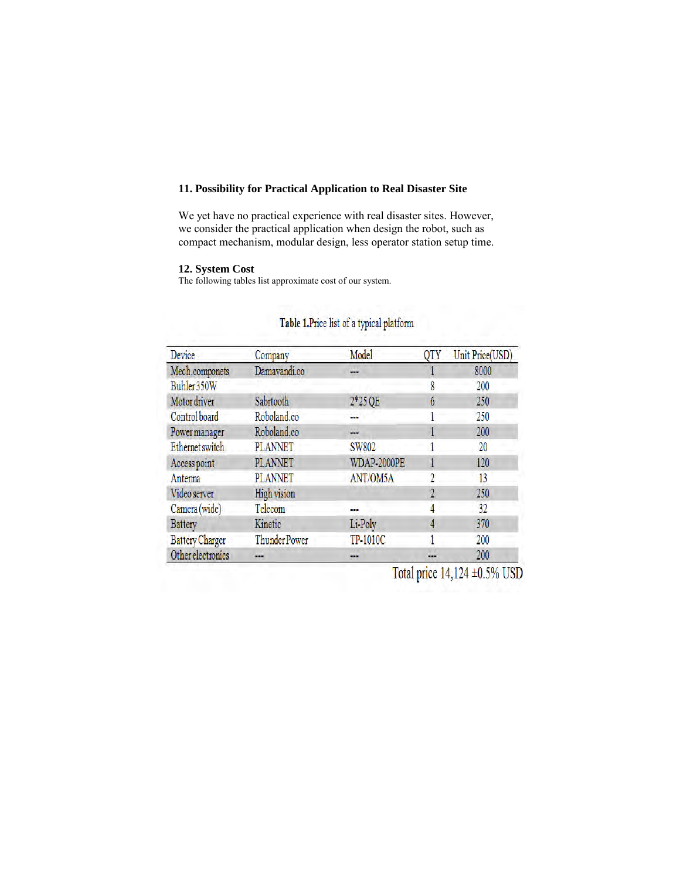## 11. Possibility for Practical Application to Real Disaster Site

We yet have no practical experience with real disaster sites. However, we consider the practical application when design the robot, such as compact mechanism, modular design, less operator station setup time.

## 12. System Cost

The following tables list approximate cost of our system.

**Table 1.**Price list of a typical platform

| Device | Company | Model | QTY | Unit Price(USD) |
|---|---|---|---|---|
| Mech.componets | Damavandi.co | --- | 1 | 8000 |
| Buhler 350W | | | 8 | 200 |
| Motor driver | Sabrtooth | 2*25 QE | 6 | 250 |
| Control board | Roboland.co | --- | 1 | 250 |
| Power manager | Roboland.co | --- | 1 | 200 |
| Ethernet switch | PLANNET | SW802 | 1 | 20 |
| Access point | PLANNET | WDAP-2000PE | 1 | 120 |
| Antenna | PLANNET | ANT/OM5A | 2 | 13 |
| Video server | High vision | | 2 | 250 |
| Camera (wide) | Telecom | --- | 4 | 32 |
| Battery | Kinetic | Li-Poly | 4 | 370 |
| Battery Charger | Thunder Power | TP-1010C | 1 | 200 |
| Other electronics | --- | --- | --- | 200 |

Total price 14,124 ±0.5% USD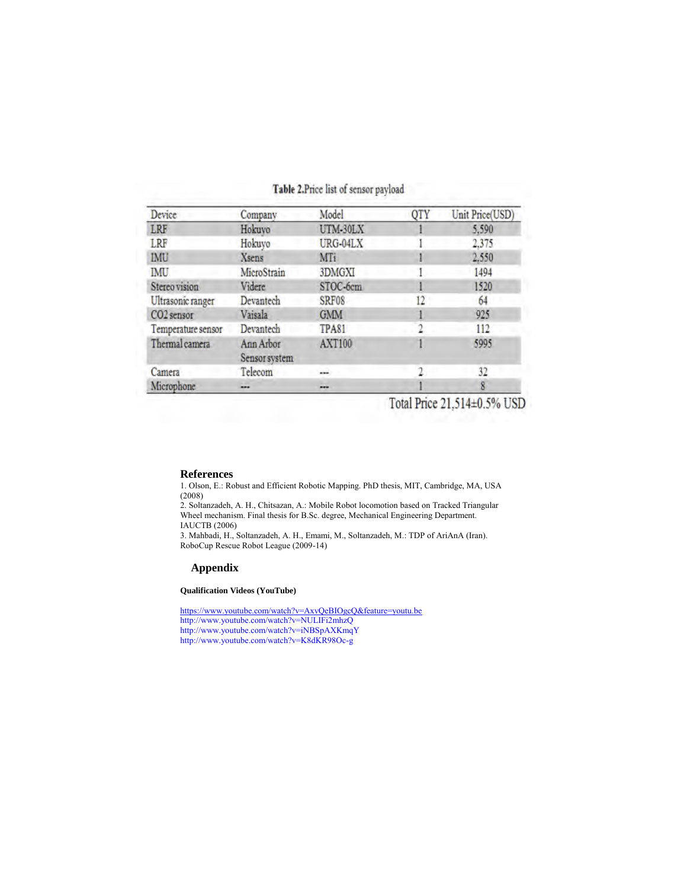**Table 2.**Price list of sensor payload

| Device | Company | Model | QTY | Unit Price(USD) |
|---|---|---|---|---|
| LRF | Hokuyo | UTM-30LX | 1 | 5,590 |
| LRF | Hokuyo | URG-04LX | 1 | 2,375 |
| IMU | Xsens | MTi | 1 | 2,550 |
| IMU | MicroStrain | 3DMGXI | 1 | 1494 |
| Stereo vision | Videre | STOC-6cm | 1 | 1520 |
| Ultrasonic ranger | Devantech | SRF08 | 12 | 64 |
| CO2 sensor | Vaisala | GMM | 1 | 925 |
| Temperature sensor | Devantech | TPA81 | 2 | 112 |
| Thermal camera | Ann Arbor Sensor system | AXT100 | 1 | 5995 |
| Camera | Telecom | --- | 2 | 32 |
| Microphone | --- | --- | 1 | 8 |

Total Price 21,514±0.5% USD

## References

1. Olson, E.: Robust and Efficient Robotic Mapping. PhD thesis, MIT, Cambridge, MA, USA (2008)
2. Soltanzadeh, A. H., Chitsazan, A.: Mobile Robot locomotion based on Tracked Triangular Wheel mechanism. Final thesis for B.Sc. degree, Mechanical Engineering Department. IAUCTB (2006)
3. Mahbadi, H., Soltanzadeh, A. H., Emami, M., Soltanzadeh, M.: TDP of AriAnA (Iran). RoboCup Rescue Robot League (2009-14)

## Appendix

**Qualification Videos (YouTube)**

https://www.youtube.com/watch?v=AxvQeBIOgcQ&feature=youtu.be
http://www.youtube.com/watch?v=NULIFi2mhzQ
http://www.youtube.com/watch?v=iNBSpAXKmqY
http://www.youtube.com/watch?v=K8dKR98Oc-g